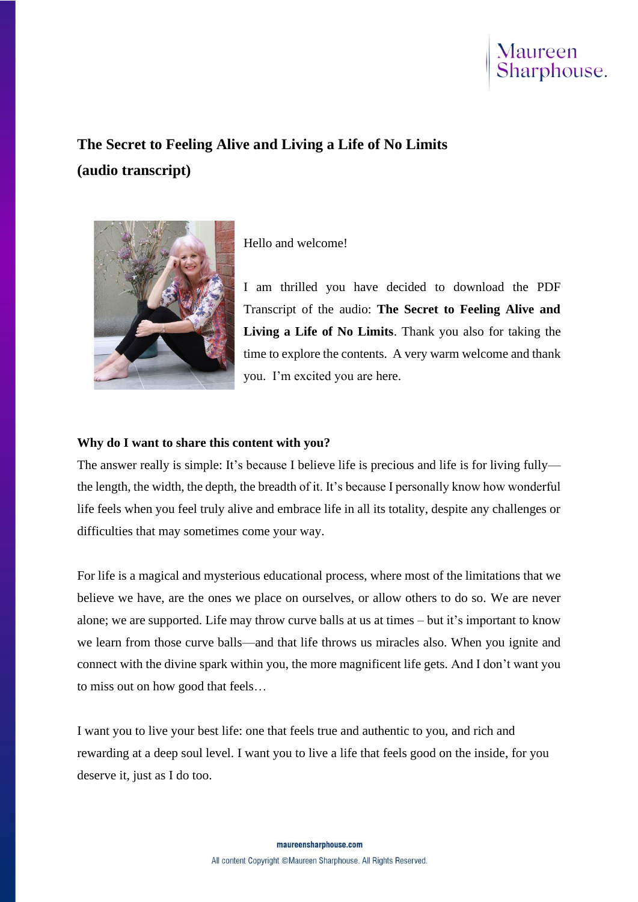# The Secret to Feeling Alive and Living a Life of No Limits (audio transcript)

Hello and welcome!

I am thrilled you have decided to download the PDF Transcript of the audio: **The Secret to Feeling Alive and Living a Life of No Limits**. Thank you also for taking the time to explore the contents. A very warm welcome and thank you. I'm excited you are here.

**Why do I want to share this content with you?**

The answer really is simple: It's because I believe life is precious and life is for living fully—the length, the width, the depth, the breadth of it. It's because I personally know how wonderful life feels when you feel truly alive and embrace life in all its totality, despite any challenges or difficulties that may sometimes come your way.

For life is a magical and mysterious educational process, where most of the limitations that we believe we have, are the ones we place on ourselves, or allow others to do so. We are never alone; we are supported. Life may throw curve balls at us at times – but it's important to know we learn from those curve balls—and that life throws us miracles also. When you ignite and connect with the divine spark within you, the more magnificent life gets. And I don't want you to miss out on how good that feels…

I want you to live your best life: one that feels true and authentic to you, and rich and rewarding at a deep soul level. I want you to live a life that feels good on the inside, for you deserve it, just as I do too.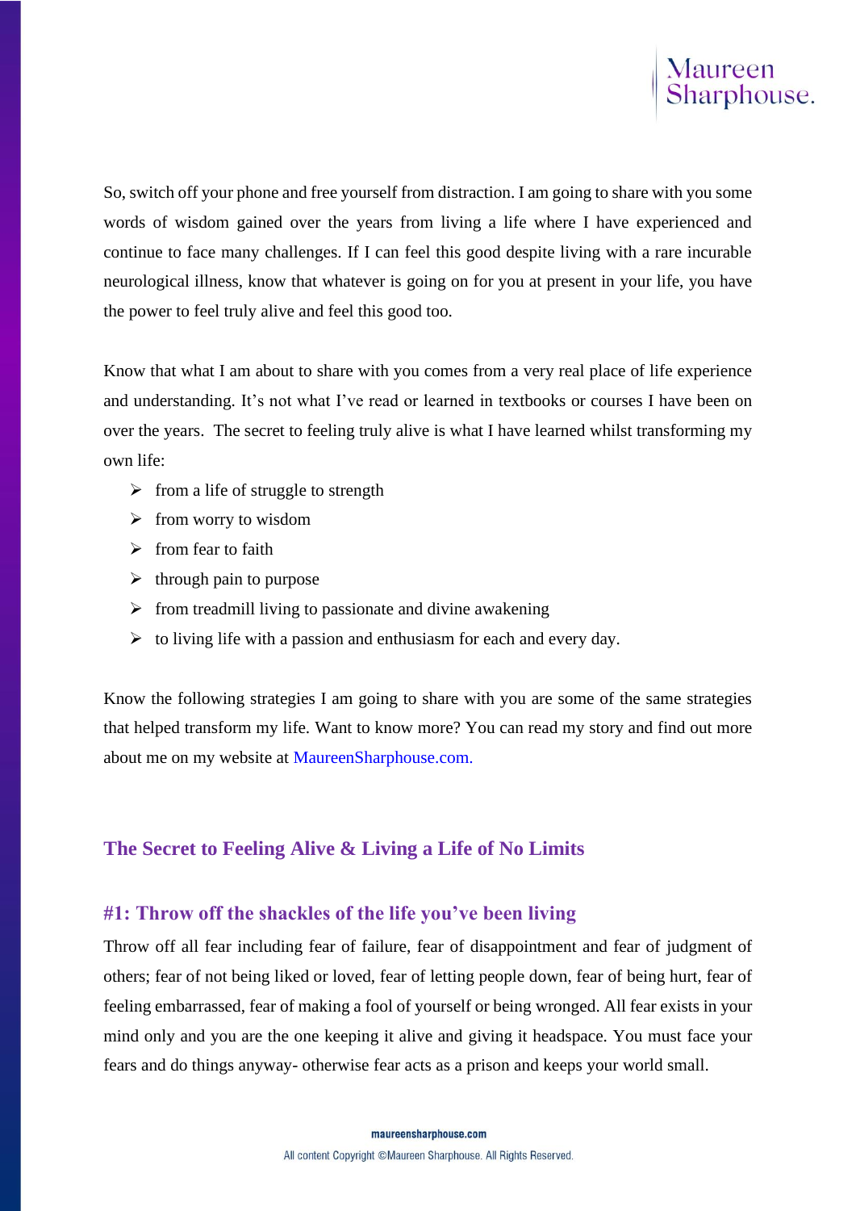So, switch off your phone and free yourself from distraction. I am going to share with you some words of wisdom gained over the years from living a life where I have experienced and continue to face many challenges. If I can feel this good despite living with a rare incurable neurological illness, know that whatever is going on for you at present in your life, you have the power to feel truly alive and feel this good too.

Know that what I am about to share with you comes from a very real place of life experience and understanding. It's not what I've read or learned in textbooks or courses I have been on over the years. The secret to feeling truly alive is what I have learned whilst transforming my own life:

- from a life of struggle to strength
- from worry to wisdom
- from fear to faith
- through pain to purpose
- from treadmill living to passionate and divine awakening
- to living life with a passion and enthusiasm for each and every day.

Know the following strategies I am going to share with you are some of the same strategies that helped transform my life. Want to know more? You can read my story and find out more about me on my website at MaureenSharphouse.com.

## The Secret to Feeling Alive & Living a Life of No Limits

### #1: Throw off the shackles of the life you've been living

Throw off all fear including fear of failure, fear of disappointment and fear of judgment of others; fear of not being liked or loved, fear of letting people down, fear of being hurt, fear of feeling embarrassed, fear of making a fool of yourself or being wronged. All fear exists in your mind only and you are the one keeping it alive and giving it headspace. You must face your fears and do things anyway- otherwise fear acts as a prison and keeps your world small.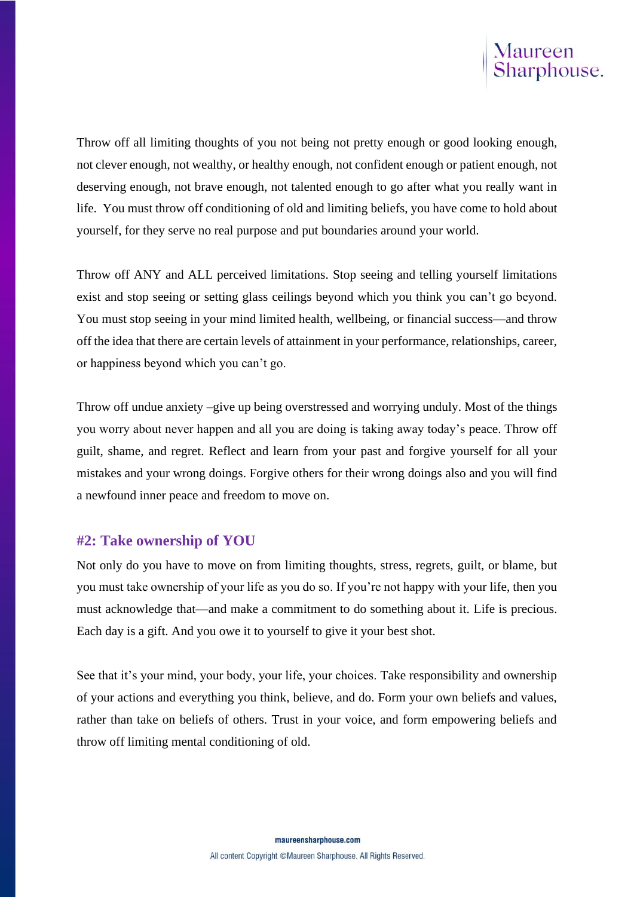Throw off all limiting thoughts of you not being not pretty enough or good looking enough, not clever enough, not wealthy, or healthy enough, not confident enough or patient enough, not deserving enough, not brave enough, not talented enough to go after what you really want in life. You must throw off conditioning of old and limiting beliefs, you have come to hold about yourself, for they serve no real purpose and put boundaries around your world.

Throw off ANY and ALL perceived limitations. Stop seeing and telling yourself limitations exist and stop seeing or setting glass ceilings beyond which you think you can't go beyond. You must stop seeing in your mind limited health, wellbeing, or financial success—and throw off the idea that there are certain levels of attainment in your performance, relationships, career, or happiness beyond which you can't go.

Throw off undue anxiety –give up being overstressed and worrying unduly. Most of the things you worry about never happen and all you are doing is taking away today's peace. Throw off guilt, shame, and regret. Reflect and learn from your past and forgive yourself for all your mistakes and your wrong doings. Forgive others for their wrong doings also and you will find a newfound inner peace and freedom to move on.

## #2: Take ownership of YOU

Not only do you have to move on from limiting thoughts, stress, regrets, guilt, or blame, but you must take ownership of your life as you do so. If you're not happy with your life, then you must acknowledge that—and make a commitment to do something about it. Life is precious. Each day is a gift. And you owe it to yourself to give it your best shot.

See that it's your mind, your body, your life, your choices. Take responsibility and ownership of your actions and everything you think, believe, and do. Form your own beliefs and values, rather than take on beliefs of others. Trust in your voice, and form empowering beliefs and throw off limiting mental conditioning of old.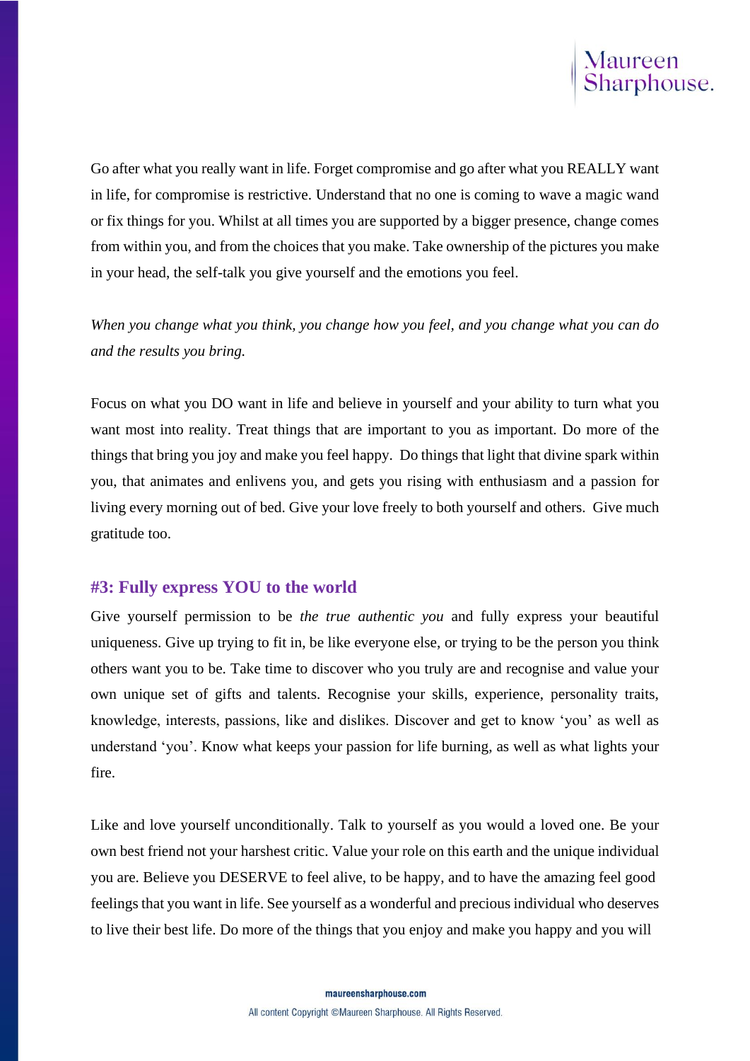Go after what you really want in life. Forget compromise and go after what you REALLY want in life, for compromise is restrictive. Understand that no one is coming to wave a magic wand or fix things for you. Whilst at all times you are supported by a bigger presence, change comes from within you, and from the choices that you make. Take ownership of the pictures you make in your head, the self-talk you give yourself and the emotions you feel.

*When you change what you think, you change how you feel, and you change what you can do and the results you bring.*

Focus on what you DO want in life and believe in yourself and your ability to turn what you want most into reality. Treat things that are important to you as important. Do more of the things that bring you joy and make you feel happy. Do things that light that divine spark within you, that animates and enlivens you, and gets you rising with enthusiasm and a passion for living every morning out of bed. Give your love freely to both yourself and others. Give much gratitude too.

### #3: Fully express YOU to the world

Give yourself permission to be *the true authentic you* and fully express your beautiful uniqueness. Give up trying to fit in, be like everyone else, or trying to be the person you think others want you to be. Take time to discover who you truly are and recognise and value your own unique set of gifts and talents. Recognise your skills, experience, personality traits, knowledge, interests, passions, like and dislikes. Discover and get to know 'you' as well as understand 'you'. Know what keeps your passion for life burning, as well as what lights your fire.

Like and love yourself unconditionally. Talk to yourself as you would a loved one. Be your own best friend not your harshest critic. Value your role on this earth and the unique individual you are. Believe you DESERVE to feel alive, to be happy, and to have the amazing feel good feelings that you want in life. See yourself as a wonderful and precious individual who deserves to live their best life. Do more of the things that you enjoy and make you happy and you will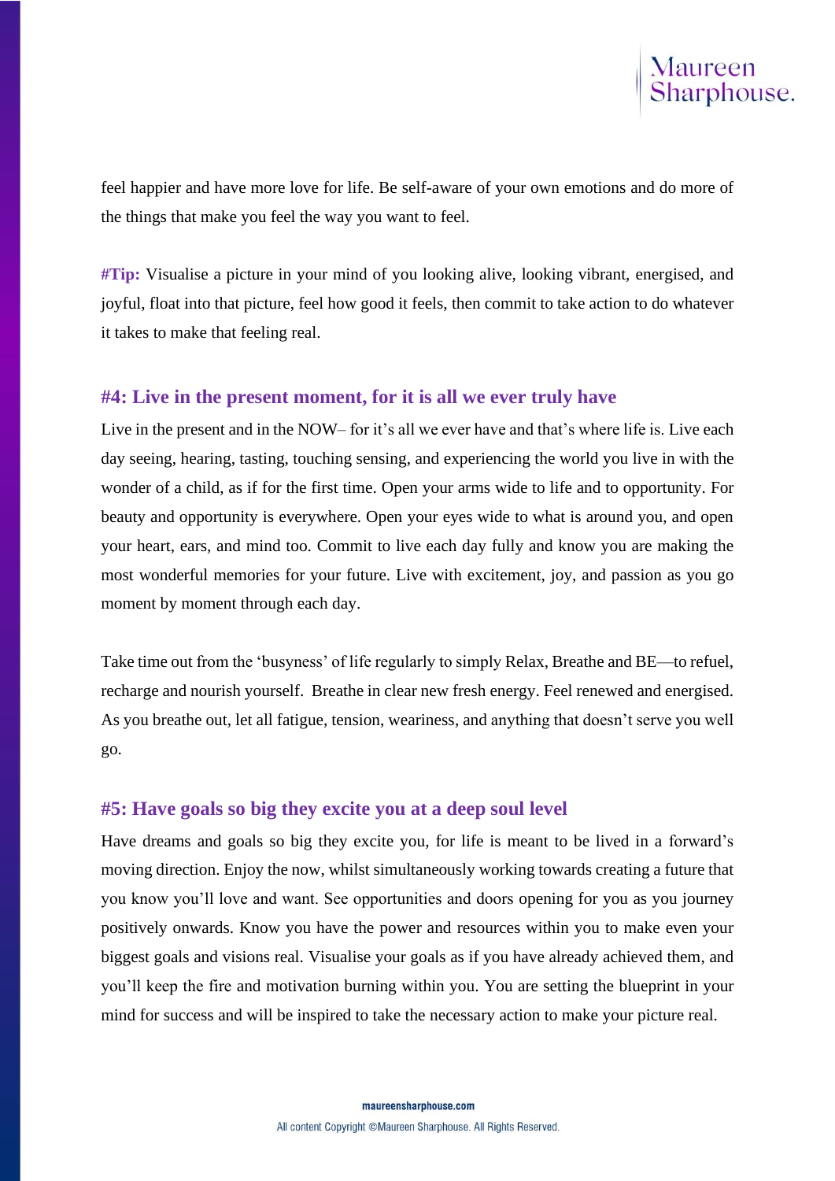feel happier and have more love for life. Be self-aware of your own emotions and do more of the things that make you feel the way you want to feel.

**#Tip:** Visualise a picture in your mind of you looking alive, looking vibrant, energised, and joyful, float into that picture, feel how good it feels, then commit to take action to do whatever it takes to make that feeling real.

## #4: Live in the present moment, for it is all we ever truly have

Live in the present and in the NOW– for it's all we ever have and that's where life is. Live each day seeing, hearing, tasting, touching sensing, and experiencing the world you live in with the wonder of a child, as if for the first time. Open your arms wide to life and to opportunity. For beauty and opportunity is everywhere. Open your eyes wide to what is around you, and open your heart, ears, and mind too. Commit to live each day fully and know you are making the most wonderful memories for your future. Live with excitement, joy, and passion as you go moment by moment through each day.

Take time out from the 'busyness' of life regularly to simply Relax, Breathe and BE—to refuel, recharge and nourish yourself. Breathe in clear new fresh energy. Feel renewed and energised. As you breathe out, let all fatigue, tension, weariness, and anything that doesn't serve you well go.

## #5: Have goals so big they excite you at a deep soul level

Have dreams and goals so big they excite you, for life is meant to be lived in a forward's moving direction. Enjoy the now, whilst simultaneously working towards creating a future that you know you'll love and want. See opportunities and doors opening for you as you journey positively onwards. Know you have the power and resources within you to make even your biggest goals and visions real. Visualise your goals as if you have already achieved them, and you'll keep the fire and motivation burning within you. You are setting the blueprint in your mind for success and will be inspired to take the necessary action to make your picture real.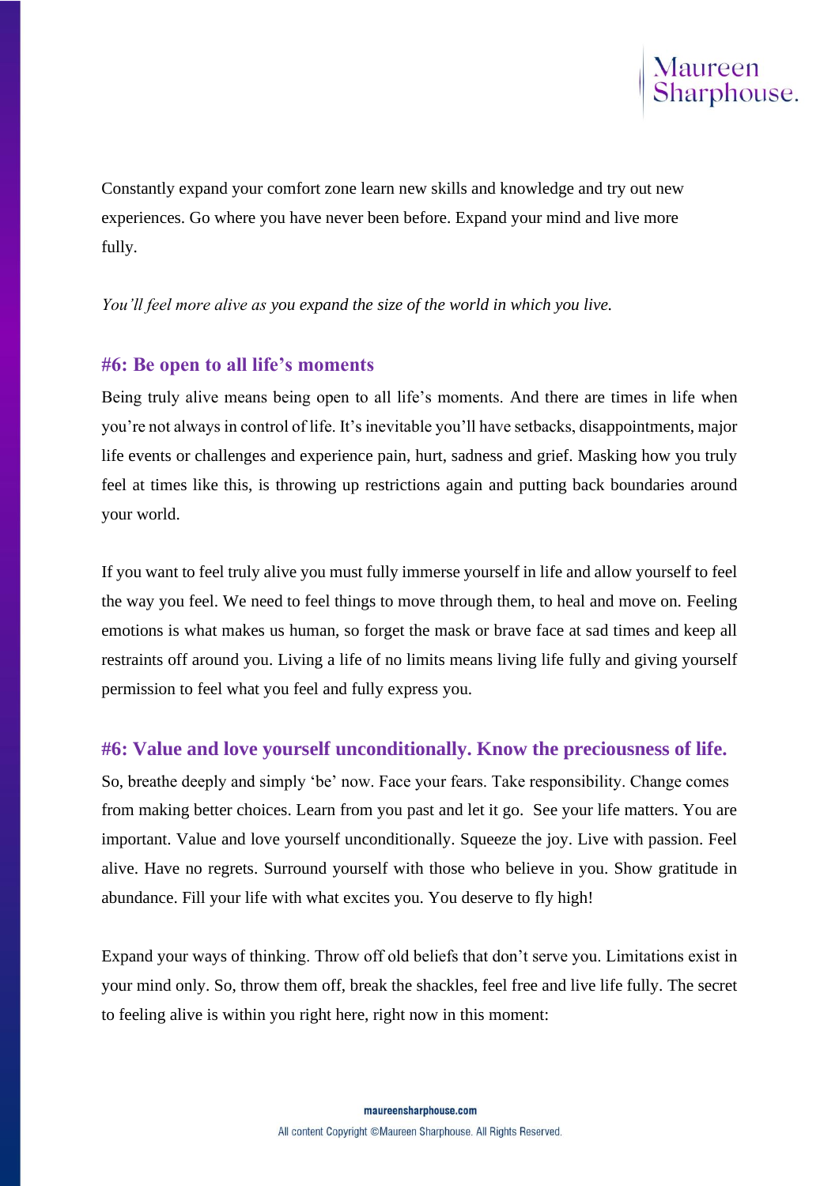Constantly expand your comfort zone learn new skills and knowledge and try out new experiences. Go where you have never been before. Expand your mind and live more fully.

*You'll feel more alive as you expand the size of the world in which you live.*

## #6: Be open to all life's moments

Being truly alive means being open to all life's moments. And there are times in life when you're not always in control of life. It's inevitable you'll have setbacks, disappointments, major life events or challenges and experience pain, hurt, sadness and grief. Masking how you truly feel at times like this, is throwing up restrictions again and putting back boundaries around your world.

If you want to feel truly alive you must fully immerse yourself in life and allow yourself to feel the way you feel. We need to feel things to move through them, to heal and move on. Feeling emotions is what makes us human, so forget the mask or brave face at sad times and keep all restraints off around you. Living a life of no limits means living life fully and giving yourself permission to feel what you feel and fully express you.

## #6: Value and love yourself unconditionally. Know the preciousness of life.

So, breathe deeply and simply 'be' now. Face your fears. Take responsibility. Change comes from making better choices. Learn from you past and let it go. See your life matters. You are important. Value and love yourself unconditionally. Squeeze the joy. Live with passion. Feel alive. Have no regrets. Surround yourself with those who believe in you. Show gratitude in abundance. Fill your life with what excites you. You deserve to fly high!

Expand your ways of thinking. Throw off old beliefs that don't serve you. Limitations exist in your mind only. So, throw them off, break the shackles, feel free and live life fully. The secret to feeling alive is within you right here, right now in this moment: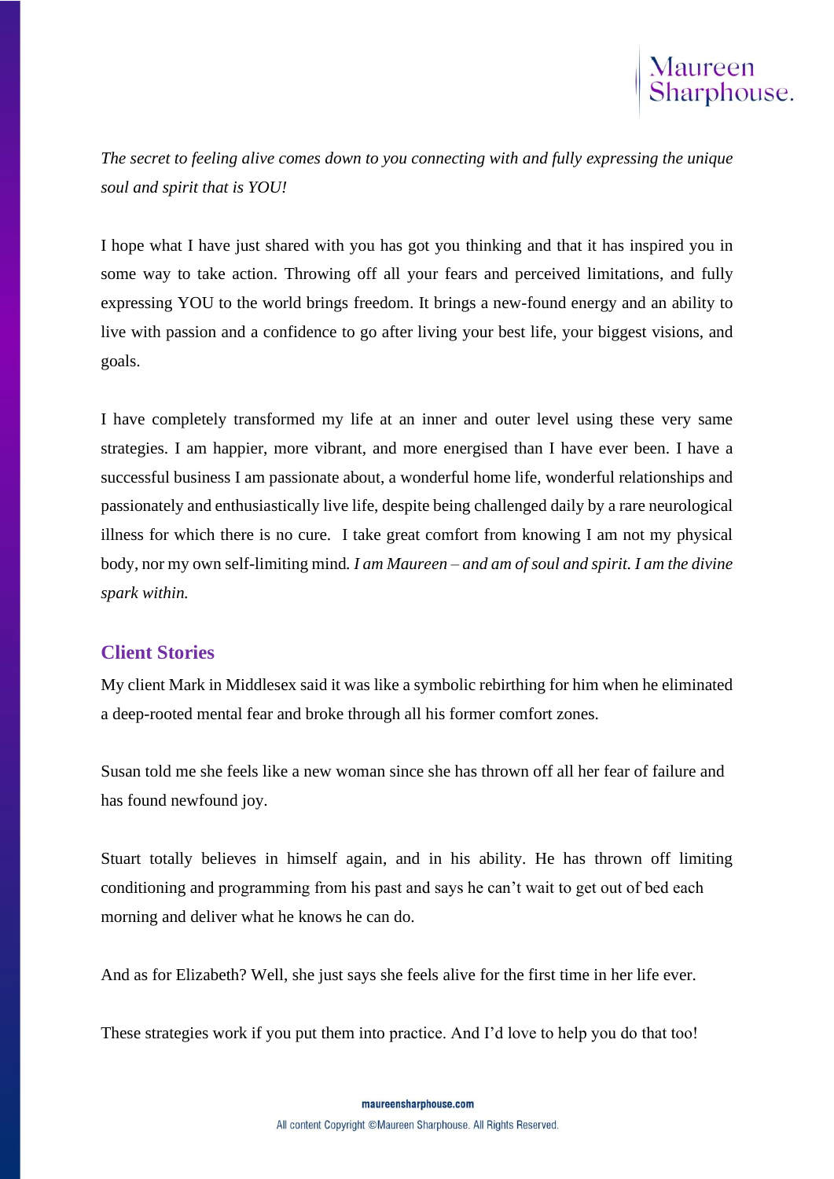*The secret to feeling alive comes down to you connecting with and fully expressing the unique soul and spirit that is YOU!*

I hope what I have just shared with you has got you thinking and that it has inspired you in some way to take action. Throwing off all your fears and perceived limitations, and fully expressing YOU to the world brings freedom. It brings a new-found energy and an ability to live with passion and a confidence to go after living your best life, your biggest visions, and goals.

I have completely transformed my life at an inner and outer level using these very same strategies. I am happier, more vibrant, and more energised than I have ever been. I have a successful business I am passionate about, a wonderful home life, wonderful relationships and passionately and enthusiastically live life, despite being challenged daily by a rare neurological illness for which there is no cure. I take great comfort from knowing I am not my physical body, nor my own self-limiting mind. *I am Maureen – and am of soul and spirit. I am the divine spark within.*

## Client Stories

My client Mark in Middlesex said it was like a symbolic rebirthing for him when he eliminated a deep-rooted mental fear and broke through all his former comfort zones.

Susan told me she feels like a new woman since she has thrown off all her fear of failure and has found newfound joy.

Stuart totally believes in himself again, and in his ability. He has thrown off limiting conditioning and programming from his past and says he can't wait to get out of bed each morning and deliver what he knows he can do.

And as for Elizabeth? Well, she just says she feels alive for the first time in her life ever.

These strategies work if you put them into practice. And I'd love to help you do that too!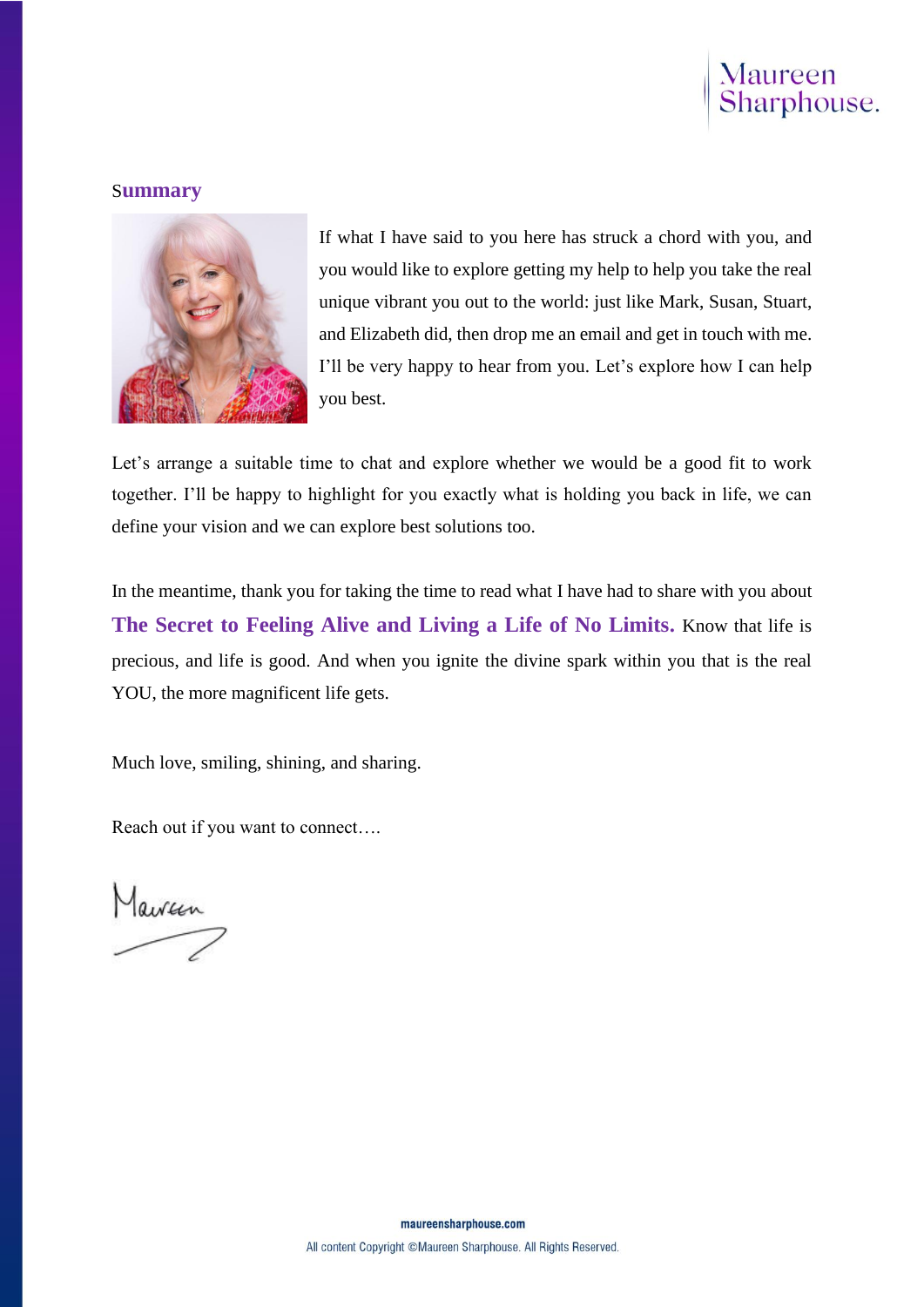## Summary

If what I have said to you here has struck a chord with you, and you would like to explore getting my help to help you take the real unique vibrant you out to the world: just like Mark, Susan, Stuart, and Elizabeth did, then drop me an email and get in touch with me. I'll be very happy to hear from you. Let's explore how I can help you best.

Let's arrange a suitable time to chat and explore whether we would be a good fit to work together. I'll be happy to highlight for you exactly what is holding you back in life, we can define your vision and we can explore best solutions too.

In the meantime, thank you for taking the time to read what I have had to share with you about **The Secret to Feeling Alive and Living a Life of No Limits.** Know that life is precious, and life is good. And when you ignite the divine spark within you that is the real YOU, the more magnificent life gets.

Much love, smiling, shining, and sharing.

Reach out if you want to connect….

Maureen